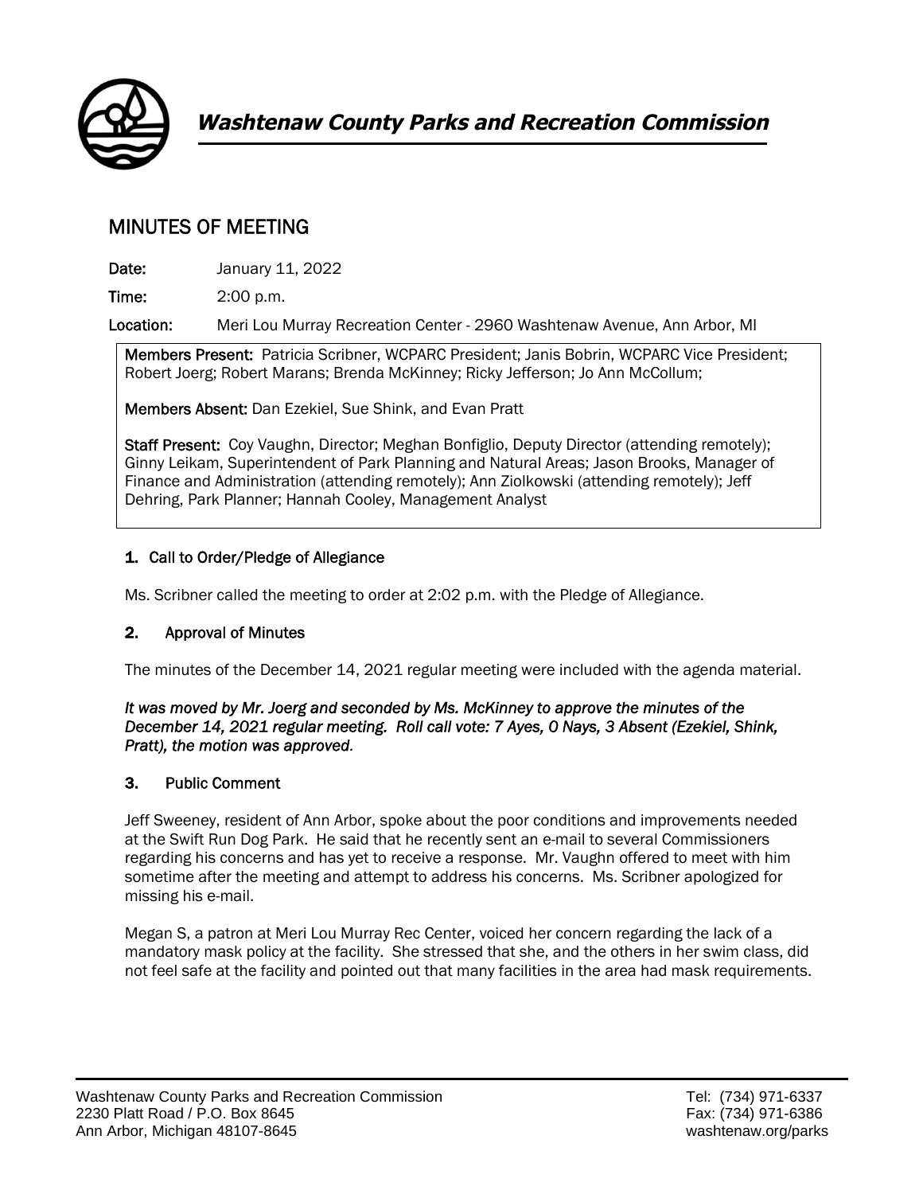# Washtenaw County Parks and Recreation Commission

## MINUTES OF MEETING

**Date:** January 11, 2022

**Time:** 2:00 p.m.

**Location:** Meri Lou Murray Recreation Center - 2960 Washtenaw Avenue, Ann Arbor, MI

**Members Present:** Patricia Scribner, WCPARC President; Janis Bobrin, WCPARC Vice President; Robert Joerg; Robert Marans; Brenda McKinney; Ricky Jefferson; Jo Ann McCollum;

**Members Absent:** Dan Ezekiel, Sue Shink, and Evan Pratt

**Staff Present:** Coy Vaughn, Director; Meghan Bonfiglio, Deputy Director (attending remotely); Ginny Leikam, Superintendent of Park Planning and Natural Areas; Jason Brooks, Manager of Finance and Administration (attending remotely); Ann Ziolkowski (attending remotely); Jeff Dehring, Park Planner; Hannah Cooley, Management Analyst

### 1. Call to Order/Pledge of Allegiance

Ms. Scribner called the meeting to order at 2:02 p.m. with the Pledge of Allegiance.

### 2. Approval of Minutes

The minutes of the December 14, 2021 regular meeting were included with the agenda material.

*It was moved by Mr. Joerg and seconded by Ms. McKinney to approve the minutes of the December 14, 2021 regular meeting. Roll call vote: 7 Ayes, 0 Nays, 3 Absent (Ezekiel, Shink, Pratt), the motion was approved.*

### 3. Public Comment

Jeff Sweeney, resident of Ann Arbor, spoke about the poor conditions and improvements needed at the Swift Run Dog Park. He said that he recently sent an e-mail to several Commissioners regarding his concerns and has yet to receive a response. Mr. Vaughn offered to meet with him sometime after the meeting and attempt to address his concerns. Ms. Scribner apologized for missing his e-mail.

Megan S, a patron at Meri Lou Murray Rec Center, voiced her concern regarding the lack of a mandatory mask policy at the facility. She stressed that she, and the others in her swim class, did not feel safe at the facility and pointed out that many facilities in the area had mask requirements.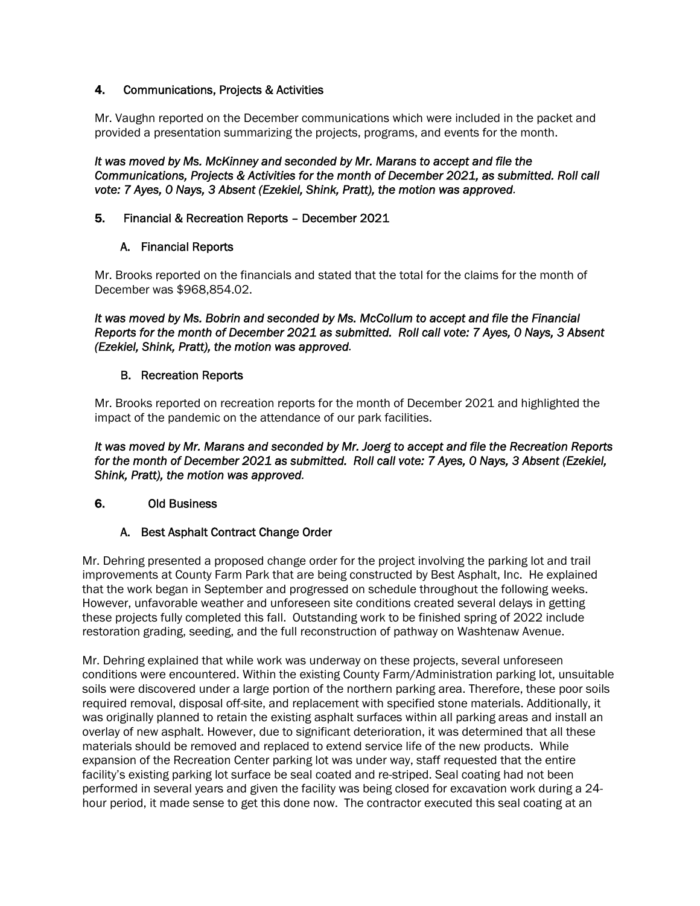## 4. Communications, Projects & Activities

Mr. Vaughn reported on the December communications which were included in the packet and provided a presentation summarizing the projects, programs, and events for the month.

*It was moved by Ms. McKinney and seconded by Mr. Marans to accept and file the Communications, Projects & Activities for the month of December 2021, as submitted. Roll call vote: 7 Ayes, 0 Nays, 3 Absent (Ezekiel, Shink, Pratt), the motion was approved.*

## 5. Financial & Recreation Reports – December 2021

### A. Financial Reports

Mr. Brooks reported on the financials and stated that the total for the claims for the month of December was $968,854.02.

*It was moved by Ms. Bobrin and seconded by Ms. McCollum to accept and file the Financial Reports for the month of December 2021 as submitted. Roll call vote: 7 Ayes, 0 Nays, 3 Absent (Ezekiel, Shink, Pratt), the motion was approved.*

### B. Recreation Reports

Mr. Brooks reported on recreation reports for the month of December 2021 and highlighted the impact of the pandemic on the attendance of our park facilities.

*It was moved by Mr. Marans and seconded by Mr. Joerg to accept and file the Recreation Reports for the month of December 2021 as submitted. Roll call vote: 7 Ayes, 0 Nays, 3 Absent (Ezekiel, Shink, Pratt), the motion was approved.*

## 6. Old Business

### A. Best Asphalt Contract Change Order

Mr. Dehring presented a proposed change order for the project involving the parking lot and trail improvements at County Farm Park that are being constructed by Best Asphalt, Inc. He explained that the work began in September and progressed on schedule throughout the following weeks. However, unfavorable weather and unforeseen site conditions created several delays in getting these projects fully completed this fall. Outstanding work to be finished spring of 2022 include restoration grading, seeding, and the full reconstruction of pathway on Washtenaw Avenue.

Mr. Dehring explained that while work was underway on these projects, several unforeseen conditions were encountered. Within the existing County Farm/Administration parking lot, unsuitable soils were discovered under a large portion of the northern parking area. Therefore, these poor soils required removal, disposal off-site, and replacement with specified stone materials. Additionally, it was originally planned to retain the existing asphalt surfaces within all parking areas and install an overlay of new asphalt. However, due to significant deterioration, it was determined that all these materials should be removed and replaced to extend service life of the new products. While expansion of the Recreation Center parking lot was under way, staff requested that the entire facility's existing parking lot surface be seal coated and re-striped. Seal coating had not been performed in several years and given the facility was being closed for excavation work during a 24-hour period, it made sense to get this done now. The contractor executed this seal coating at an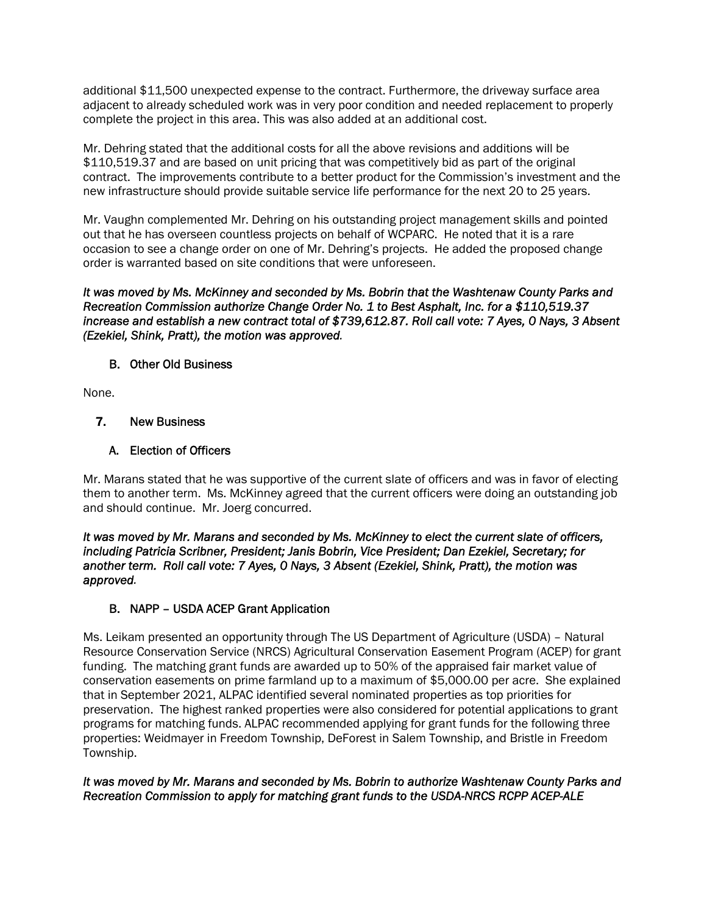additional $11,500 unexpected expense to the contract. Furthermore, the driveway surface area adjacent to already scheduled work was in very poor condition and needed replacement to properly complete the project in this area. This was also added at an additional cost.

Mr. Dehring stated that the additional costs for all the above revisions and additions will be $110,519.37 and are based on unit pricing that was competitively bid as part of the original contract. The improvements contribute to a better product for the Commission's investment and the new infrastructure should provide suitable service life performance for the next 20 to 25 years.

Mr. Vaughn complemented Mr. Dehring on his outstanding project management skills and pointed out that he has overseen countless projects on behalf of WCPARC. He noted that it is a rare occasion to see a change order on one of Mr. Dehring's projects. He added the proposed change order is warranted based on site conditions that were unforeseen.

*It was moved by Ms. McKinney and seconded by Ms. Bobrin that the Washtenaw County Parks and Recreation Commission authorize Change Order No. 1 to Best Asphalt, Inc. for a $110,519.37 increase and establish a new contract total of $739,612.87. Roll call vote: 7 Ayes, 0 Nays, 3 Absent (Ezekiel, Shink, Pratt), the motion was approved.*

### B. Other Old Business

None.

## 7. New Business

### A. Election of Officers

Mr. Marans stated that he was supportive of the current slate of officers and was in favor of electing them to another term. Ms. McKinney agreed that the current officers were doing an outstanding job and should continue. Mr. Joerg concurred.

*It was moved by Mr. Marans and seconded by Ms. McKinney to elect the current slate of officers, including Patricia Scribner, President; Janis Bobrin, Vice President; Dan Ezekiel, Secretary; for another term. Roll call vote: 7 Ayes, 0 Nays, 3 Absent (Ezekiel, Shink, Pratt), the motion was approved.*

### B. NAPP – USDA ACEP Grant Application

Ms. Leikam presented an opportunity through The US Department of Agriculture (USDA) – Natural Resource Conservation Service (NRCS) Agricultural Conservation Easement Program (ACEP) for grant funding. The matching grant funds are awarded up to 50% of the appraised fair market value of conservation easements on prime farmland up to a maximum of $5,000.00 per acre. She explained that in September 2021, ALPAC identified several nominated properties as top priorities for preservation. The highest ranked properties were also considered for potential applications to grant programs for matching funds. ALPAC recommended applying for grant funds for the following three properties: Weidmayer in Freedom Township, DeForest in Salem Township, and Bristle in Freedom Township.

*It was moved by Mr. Marans and seconded by Ms. Bobrin to authorize Washtenaw County Parks and Recreation Commission to apply for matching grant funds to the USDA-NRCS RCPP ACEP-ALE*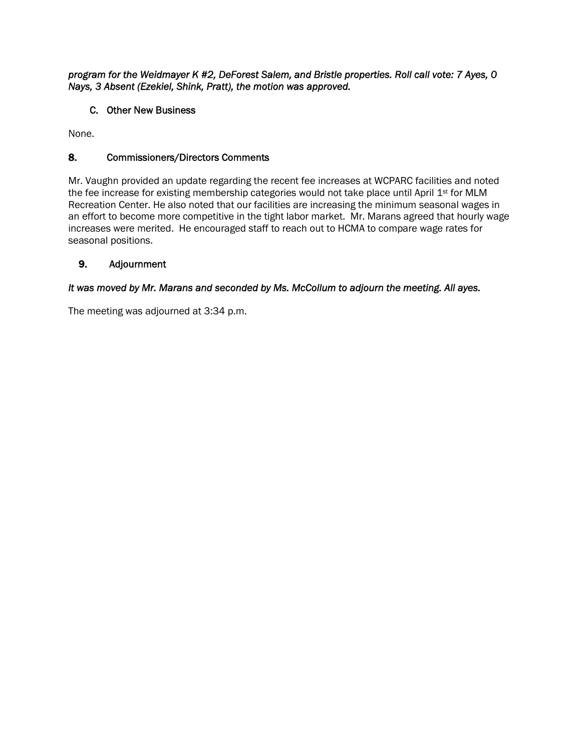*program for the Weidmayer K #2, DeForest Salem, and Bristle properties. Roll call vote: 7 Ayes, 0 Nays, 3 Absent (Ezekiel, Shink, Pratt), the motion was approved.*

### C. Other New Business

None.

### 8. Commissioners/Directors Comments

Mr. Vaughn provided an update regarding the recent fee increases at WCPARC facilities and noted the fee increase for existing membership categories would not take place until April 1st for MLM Recreation Center. He also noted that our facilities are increasing the minimum seasonal wages in an effort to become more competitive in the tight labor market. Mr. Marans agreed that hourly wage increases were merited. He encouraged staff to reach out to HCMA to compare wage rates for seasonal positions.

### 9. Adjournment

*It was moved by Mr. Marans and seconded by Ms. McCollum to adjourn the meeting. All ayes.*

The meeting was adjourned at 3:34 p.m.